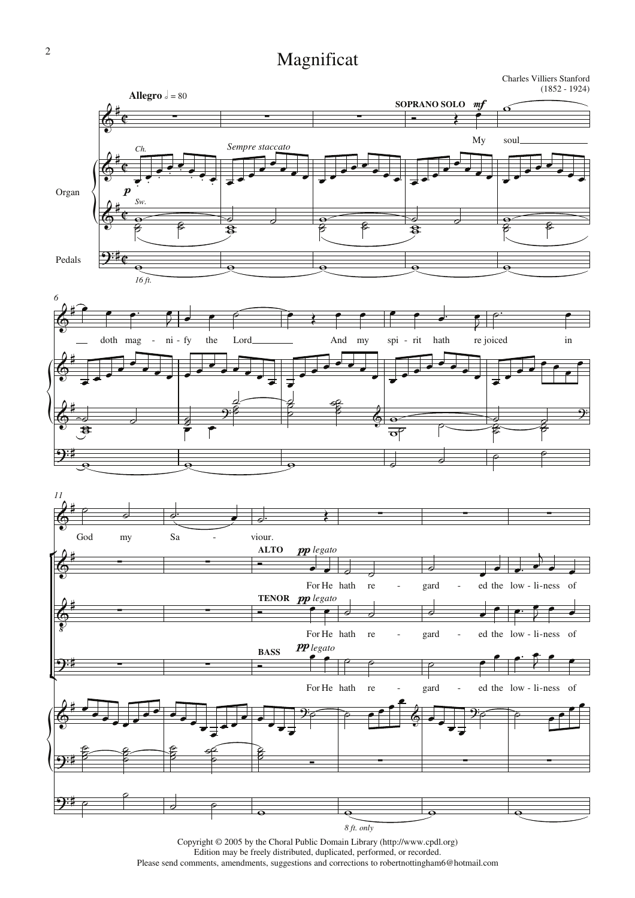# Magnificat

Charles Villiers Stanford
(1852 - 1924)

Copyright © 2005 by the Choral Public Domain Library (http://www.cpdl.org)
Edition may be freely distributed, duplicated, performed, or recorded.
Please send comments, amendments, suggestions and corrections to robertnottingham6@hotmail.com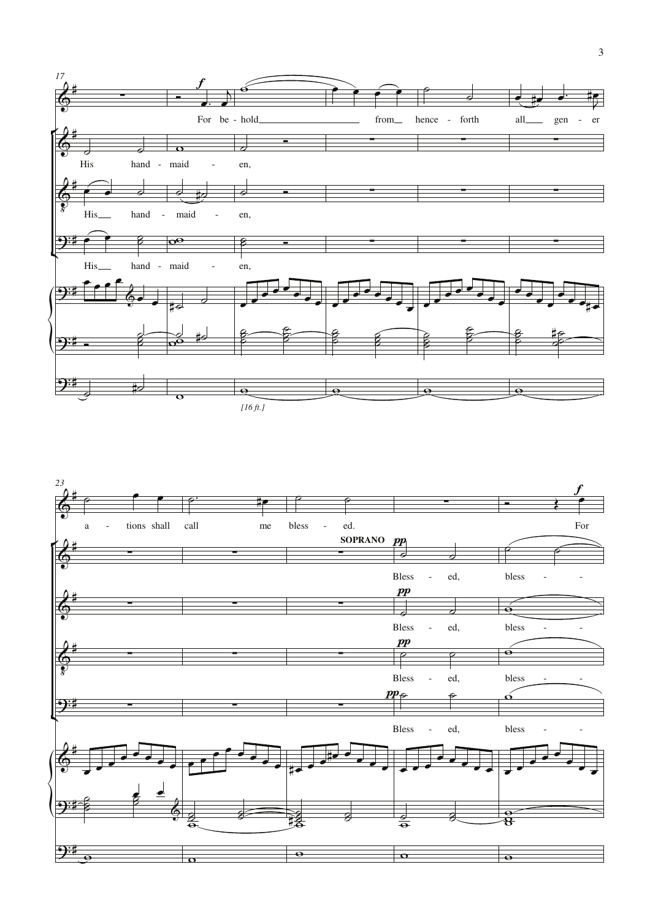For be - hold from hence - forth all gen - er

His hand - maid - en,

His hand - maid - en,

His hand - maid - en,

[16 ft.]

a - tions shall call me bless - ed. For

SOPRANO

Bless - ed, bless -

Bless - ed, bless -

Bless - ed, bless -

Bless - ed, bless -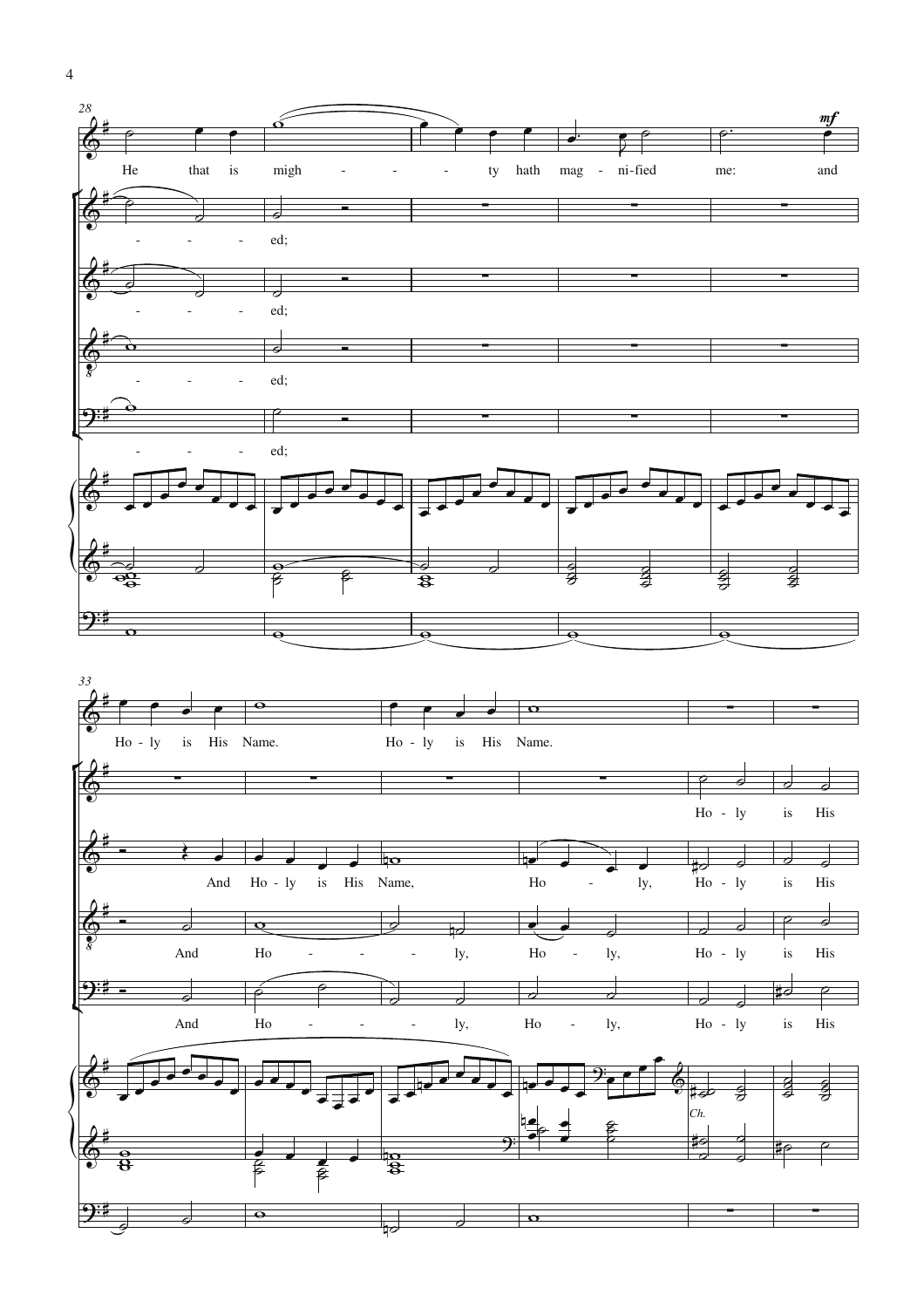28

He that is migh - - - - ty hath mag - ni-fied me: and

- - - - ed;

- - - - ed;

- - - - ed;

- - - - ed;

*mf*

33

Ho - ly is His Name. Ho - ly is His Name.

Ho - ly is His

And Ho - ly is His Name, Ho - ly, Ho - ly is His

And Ho - - - - ly, Ho - ly, Ho - ly is His

And Ho - - - - ly, Ho - ly, Ho - ly is His

*Ch.*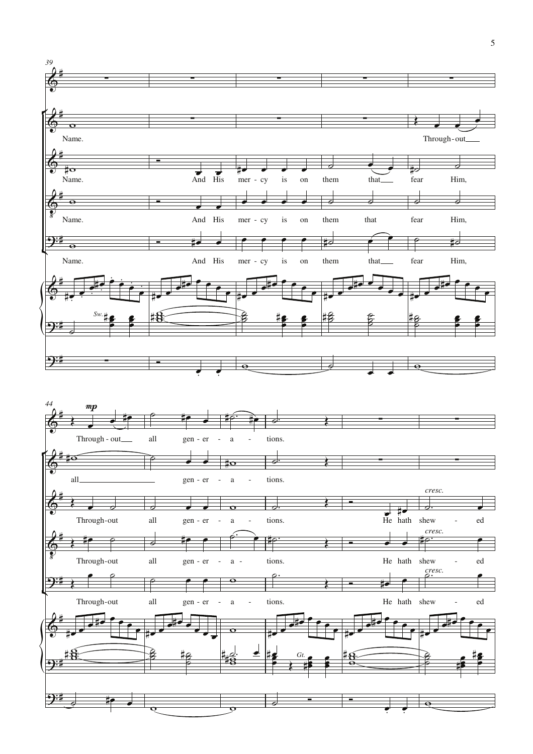39

Name.

Through-out

Name.

And His mer - cy is on them that fear Him,

Name.

And His mer - cy is on them that fear Him,

Name.

And His mer - cy is on them that fear Him,

*Sw.*

44

*mp*

Through - out all gen - er - a - tions.

all gen - er - a - tions.

Through-out all gen - er - a - tions. He hath shew - ed

*cresc.*

Through-out all gen - er - a - tions. He hath shew - ed

*cresc.*

Through-out all gen - er - a - tions. He hath shew - ed

*cresc.*

*Gt.*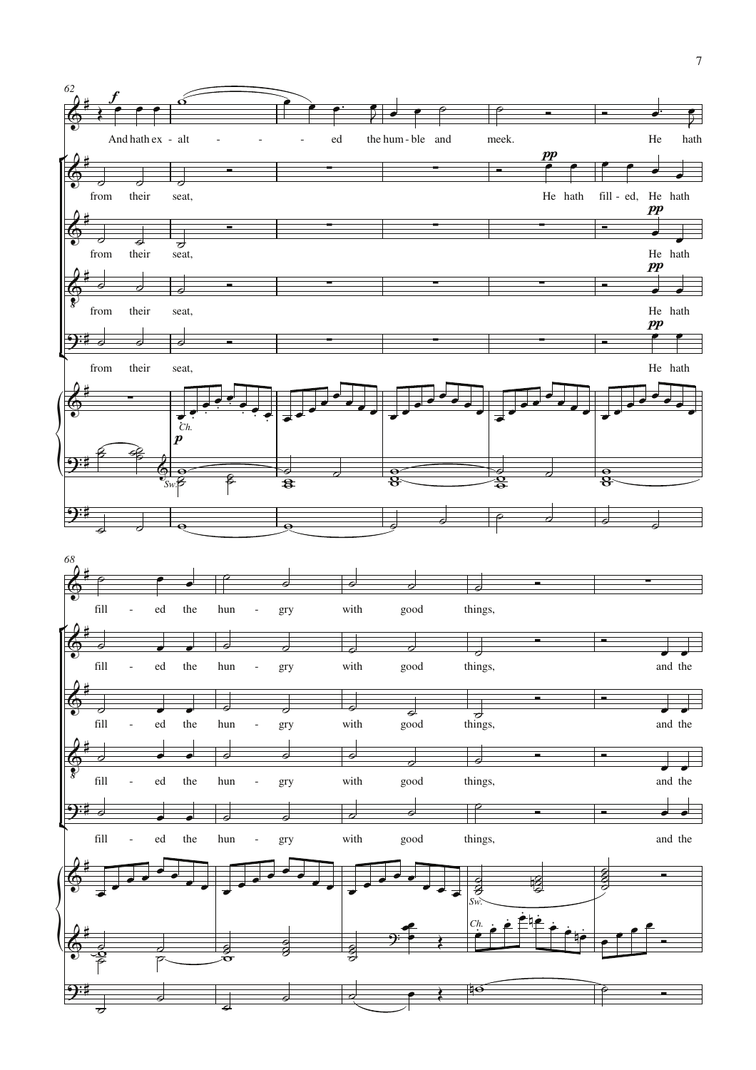62

*f*

And hath ex - alt - - - - ed the hum - ble and meek. He hath

from their seat, *pp* He hath fill - ed, He hath

from their seat, *pp* He hath

from their seat, *pp* He hath

from their seat, *pp* He hath

*Ch.* *p* *Sw.*

68

fill - ed the hun - gry with good things,

fill - ed the hun - gry with good things, and the

fill - ed the hun - gry with good things, and the

fill - ed the hun - gry with good things, and the

fill - ed the hun - gry with good things, and the

*Sw.* *Ch.*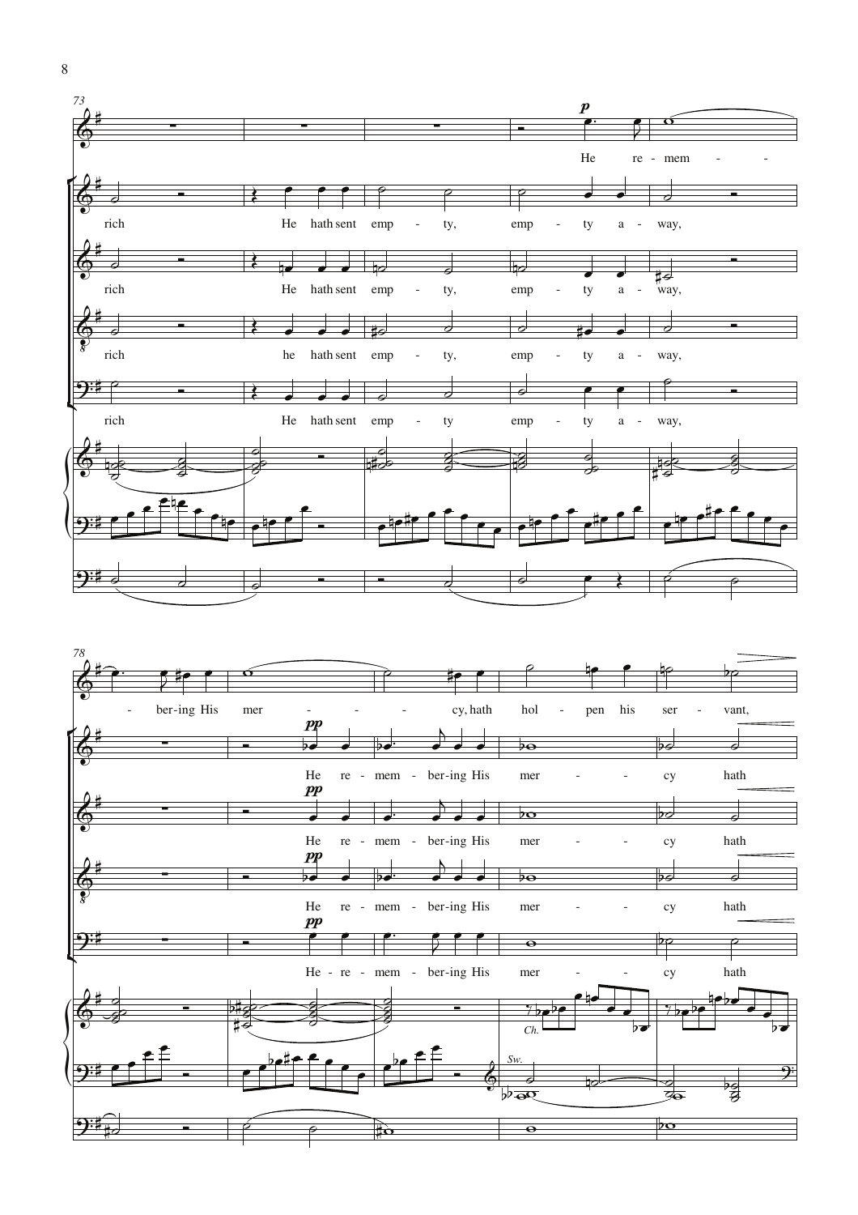73

He re - mem - - ber-ing His mer - - - cy, hath hol - pen his ser - vant,

rich He hath sent emp - ty, emp - ty a - way, He re - mem - ber-ing His mer - - - cy hath

rich He hath sent emp - ty, emp - ty a - way, He re - mem - ber-ing His mer - - - cy hath

rich he hath sent emp - ty, emp - ty a - way, He re - mem - ber-ing His mer - - - cy hath

rich He hath sent emp - ty emp - ty a - way, He - re - mem - ber-ing His mer - - - cy hath

78

*p* *pp* *Ch.* *Sw.*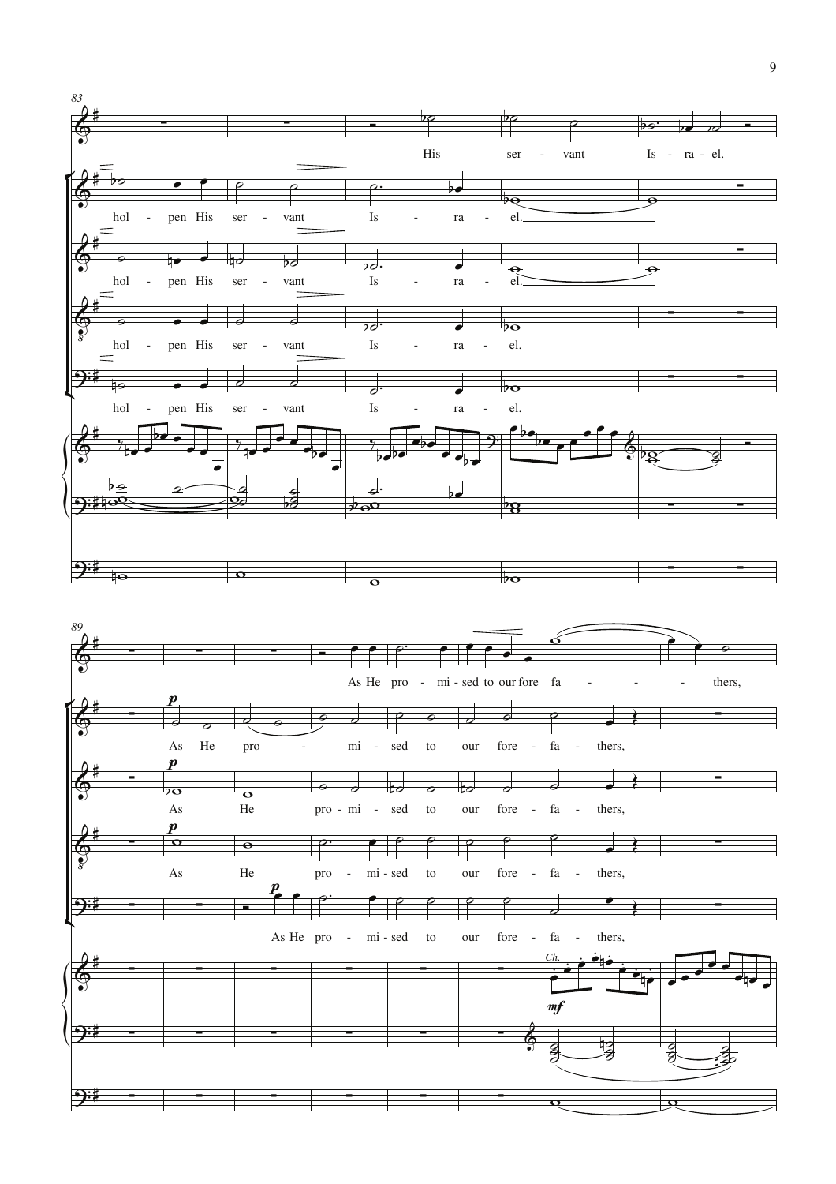83

His ser - vant Is - ra - el.

hol - pen His ser - vant Is - ra - el.

hol - pen His ser - vant Is - ra - el.

hol - pen His ser - vant Is - ra - el.

hol - pen His ser - vant Is - ra - el.

89

As He pro - mi - sed to our fore fa - thers,

*p* As He pro - mi - sed to our fore - fa - thers,

*p* As He pro - mi - sed to our fore - fa - thers,

*p* As He pro - mi - sed to our fore - fa - thers,

*p* As He pro - mi - sed to our fore - fa - thers,

*Ch.*

*mf*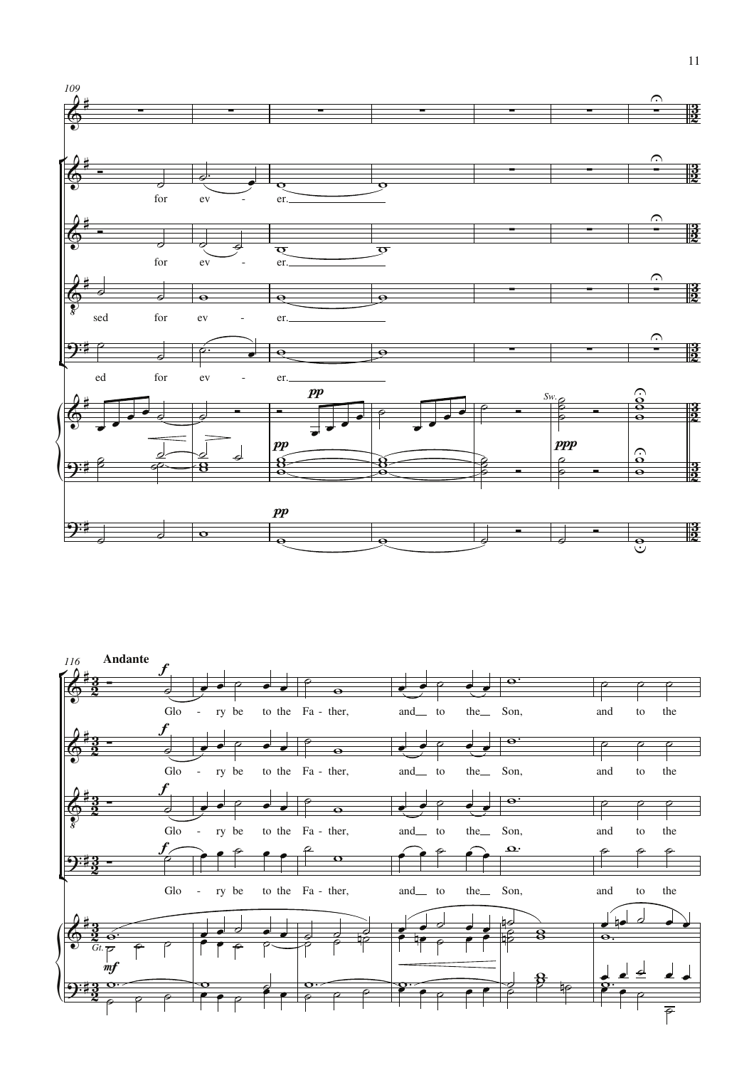109

for ever. er.

sed for ever. er.

ed for ever. er.

*pp*

*Sw.*

*ppp*

116 **Andante**

*f*

Glo - ry be to the Fa - ther, and to the Son, and to the

*Gt.*

*mf*